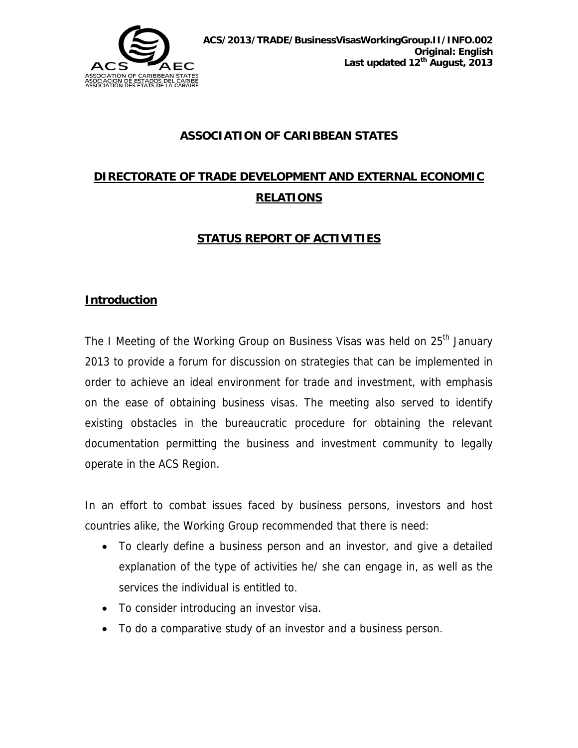ACS/2013/TRADE/BusinessVisasWorkingGroup.II/INFO.002
Original: English
Last updated 12th August, 2013

# ASSOCIATION OF CARIBBEAN STATES

## DIRECTORATE OF TRADE DEVELOPMENT AND EXTERNAL ECONOMIC RELATIONS

## STATUS REPORT OF ACTIVITIES

### Introduction

The I Meeting of the Working Group on Business Visas was held on 25th January 2013 to provide a forum for discussion on strategies that can be implemented in order to achieve an ideal environment for trade and investment, with emphasis on the ease of obtaining business visas. The meeting also served to identify existing obstacles in the bureaucratic procedure for obtaining the relevant documentation permitting the business and investment community to legally operate in the ACS Region.

In an effort to combat issues faced by business persons, investors and host countries alike, the Working Group recommended that there is need:

- To clearly define a business person and an investor, and give a detailed explanation of the type of activities he/ she can engage in, as well as the services the individual is entitled to.
- To consider introducing an investor visa.
- To do a comparative study of an investor and a business person.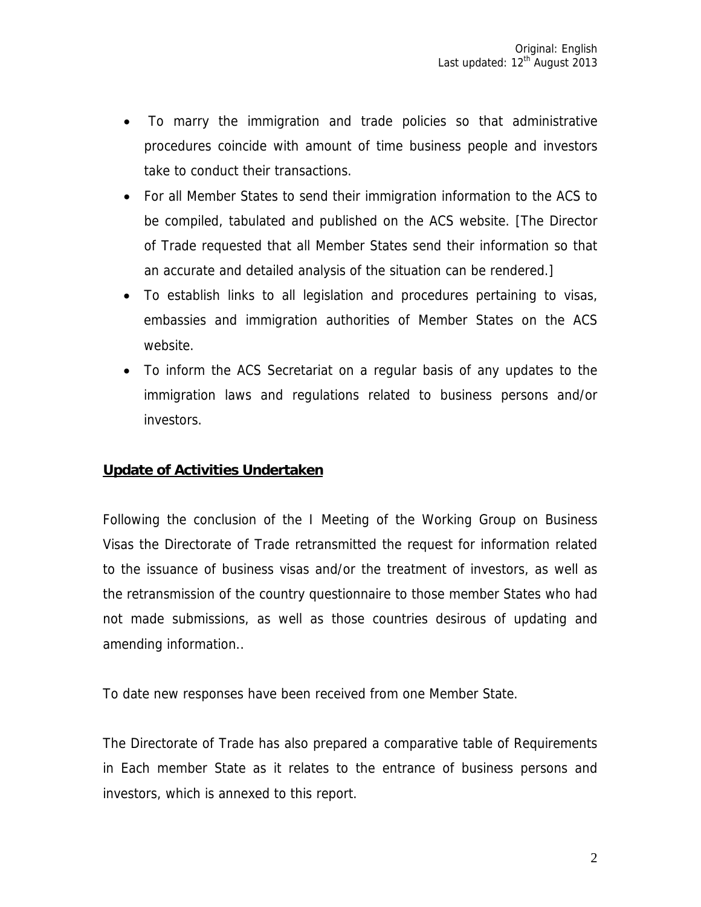- To marry the immigration and trade policies so that administrative procedures coincide with amount of time business people and investors take to conduct their transactions.
- For all Member States to send their immigration information to the ACS to be compiled, tabulated and published on the ACS website. [The Director of Trade requested that all Member States send their information so that an accurate and detailed analysis of the situation can be rendered.]
- To establish links to all legislation and procedures pertaining to visas, embassies and immigration authorities of Member States on the ACS website.
- To inform the ACS Secretariat on a regular basis of any updates to the immigration laws and regulations related to business persons and/or investors.

## Update of Activities Undertaken

Following the conclusion of the I Meeting of the Working Group on Business Visas the Directorate of Trade retransmitted the request for information related to the issuance of business visas and/or the treatment of investors, as well as the retransmission of the country questionnaire to those member States who had not made submissions, as well as those countries desirous of updating and amending information..

To date new responses have been received from one Member State.

The Directorate of Trade has also prepared a comparative table of Requirements in Each member State as it relates to the entrance of business persons and investors, which is annexed to this report.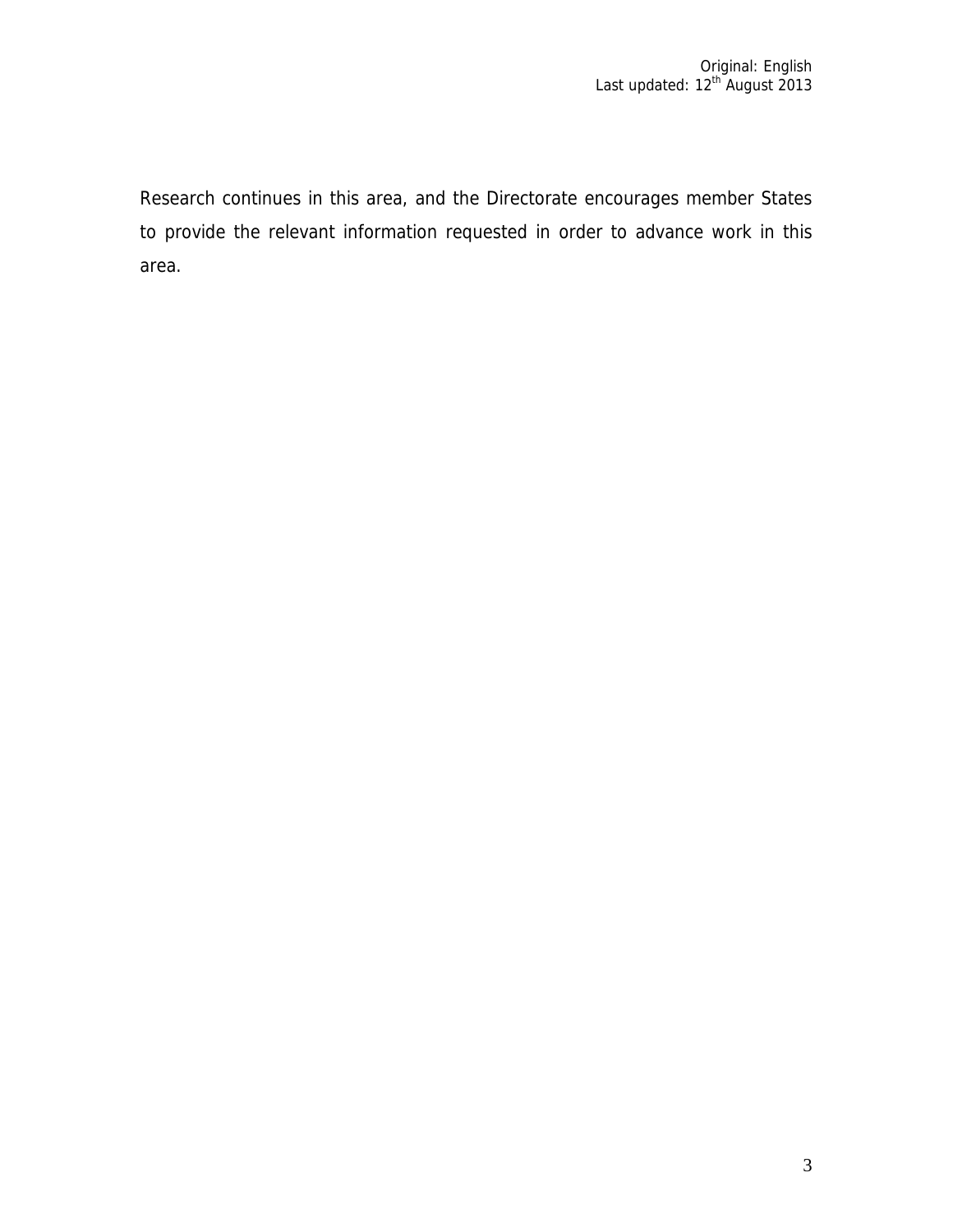Research continues in this area, and the Directorate encourages member States to provide the relevant information requested in order to advance work in this area.